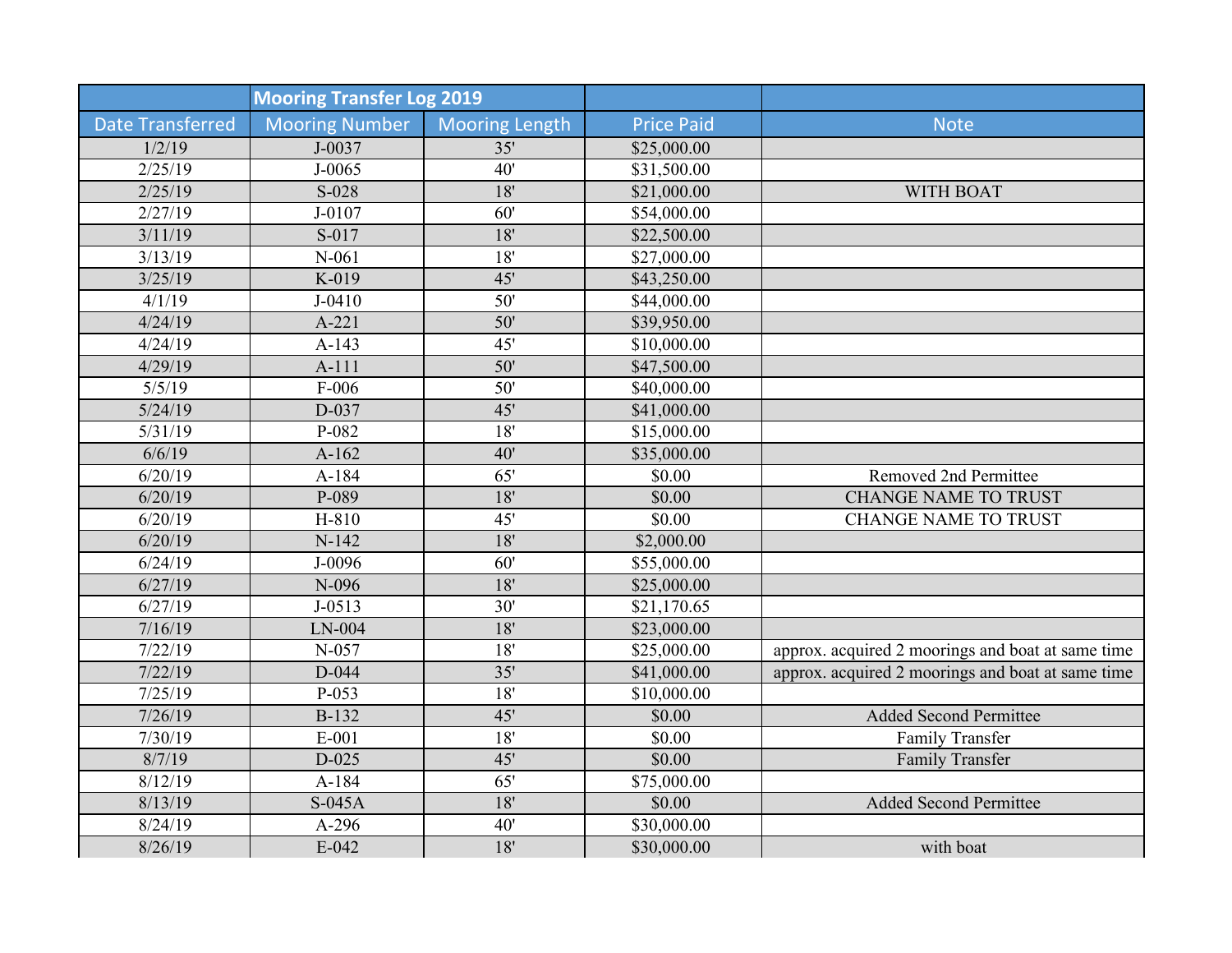| | Mooring Transfer Log 2019 | | | |
|---|---|---|---|---|
| Date Transferred | Mooring Number | Mooring Length | Price Paid | Note |
| 1/2/19 | J-0037 | 35' | $25,000.00 | |
| 2/25/19 | J-0065 | 40' | $31,500.00 | |
| 2/25/19 | S-028 | 18' | $21,000.00 | WITH BOAT |
| 2/27/19 | J-0107 | 60' | $54,000.00 | |
| 3/11/19 | S-017 | 18' | $22,500.00 | |
| 3/13/19 | N-061 | 18' | $27,000.00 | |
| 3/25/19 | K-019 | 45' | $43,250.00 | |
| 4/1/19 | J-0410 | 50' | $44,000.00 | |
| 4/24/19 | A-221 | 50' | $39,950.00 | |
| 4/24/19 | A-143 | 45' | $10,000.00 | |
| 4/29/19 | A-111 | 50' | $47,500.00 | |
| 5/5/19 | F-006 | 50' | $40,000.00 | |
| 5/24/19 | D-037 | 45' | $41,000.00 | |
| 5/31/19 | P-082 | 18' | $15,000.00 | |
| 6/6/19 | A-162 | 40' | $35,000.00 | |
| 6/20/19 | A-184 | 65' | $0.00 | Removed 2nd Permittee |
| 6/20/19 | P-089 | 18' | $0.00 | CHANGE NAME TO TRUST |
| 6/20/19 | H-810 | 45' | $0.00 | CHANGE NAME TO TRUST |
| 6/20/19 | N-142 | 18' | $2,000.00 | |
| 6/24/19 | J-0096 | 60' | $55,000.00 | |
| 6/27/19 | N-096 | 18' | $25,000.00 | |
| 6/27/19 | J-0513 | 30' | $21,170.65 | |
| 7/16/19 | LN-004 | 18' | $23,000.00 | |
| 7/22/19 | N-057 | 18' | $25,000.00 | approx. acquired 2 moorings and boat at same time |
| 7/22/19 | D-044 | 35' | $41,000.00 | approx. acquired 2 moorings and boat at same time |
| 7/25/19 | P-053 | 18' | $10,000.00 | |
| 7/26/19 | B-132 | 45' | $0.00 | Added Second Permittee |
| 7/30/19 | E-001 | 18' | $0.00 | Family Transfer |
| 8/7/19 | D-025 | 45' | $0.00 | Family Transfer |
| 8/12/19 | A-184 | 65' | $75,000.00 | |
| 8/13/19 | S-045A | 18' | $0.00 | Added Second Permittee |
| 8/24/19 | A-296 | 40' | $30,000.00 | |
| 8/26/19 | E-042 | 18' | $30,000.00 | with boat |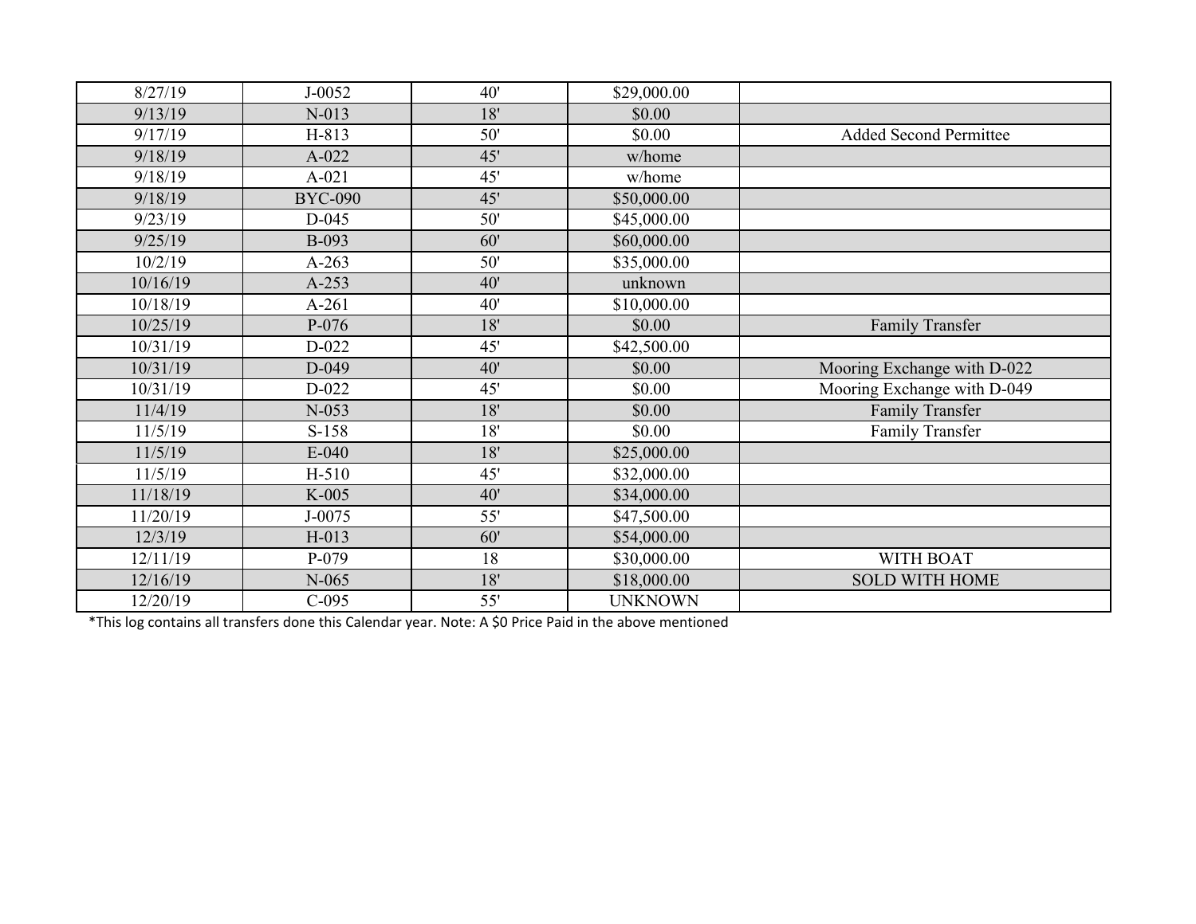| | | | | |
|---|---|---|---|---|
| 8/27/19 | J-0052 | 40' | $29,000.00 | |
| 9/13/19 | N-013 | 18' | $0.00 | |
| 9/17/19 | H-813 | 50' | $0.00 | Added Second Permittee |
| 9/18/19 | A-022 | 45' | w/home | |
| 9/18/19 | A-021 | 45' | w/home | |
| 9/18/19 | BYC-090 | 45' | $50,000.00 | |
| 9/23/19 | D-045 | 50' | $45,000.00 | |
| 9/25/19 | B-093 | 60' | $60,000.00 | |
| 10/2/19 | A-263 | 50' | $35,000.00 | |
| 10/16/19 | A-253 | 40' | unknown | |
| 10/18/19 | A-261 | 40' | $10,000.00 | |
| 10/25/19 | P-076 | 18' | $0.00 | Family Transfer |
| 10/31/19 | D-022 | 45' | $42,500.00 | |
| 10/31/19 | D-049 | 40' | $0.00 | Mooring Exchange with D-022 |
| 10/31/19 | D-022 | 45' | $0.00 | Mooring Exchange with D-049 |
| 11/4/19 | N-053 | 18' | $0.00 | Family Transfer |
| 11/5/19 | S-158 | 18' | $0.00 | Family Transfer |
| 11/5/19 | E-040 | 18' | $25,000.00 | |
| 11/5/19 | H-510 | 45' | $32,000.00 | |
| 11/18/19 | K-005 | 40' | $34,000.00 | |
| 11/20/19 | J-0075 | 55' | $47,500.00 | |
| 12/3/19 | H-013 | 60' | $54,000.00 | |
| 12/11/19 | P-079 | 18 | $30,000.00 | WITH BOAT |
| 12/16/19 | N-065 | 18' | $18,000.00 | SOLD WITH HOME |
| 12/20/19 | C-095 | 55' | UNKNOWN | |

*This log contains all transfers done this Calendar year. Note: A $0 Price Paid in the above mentioned